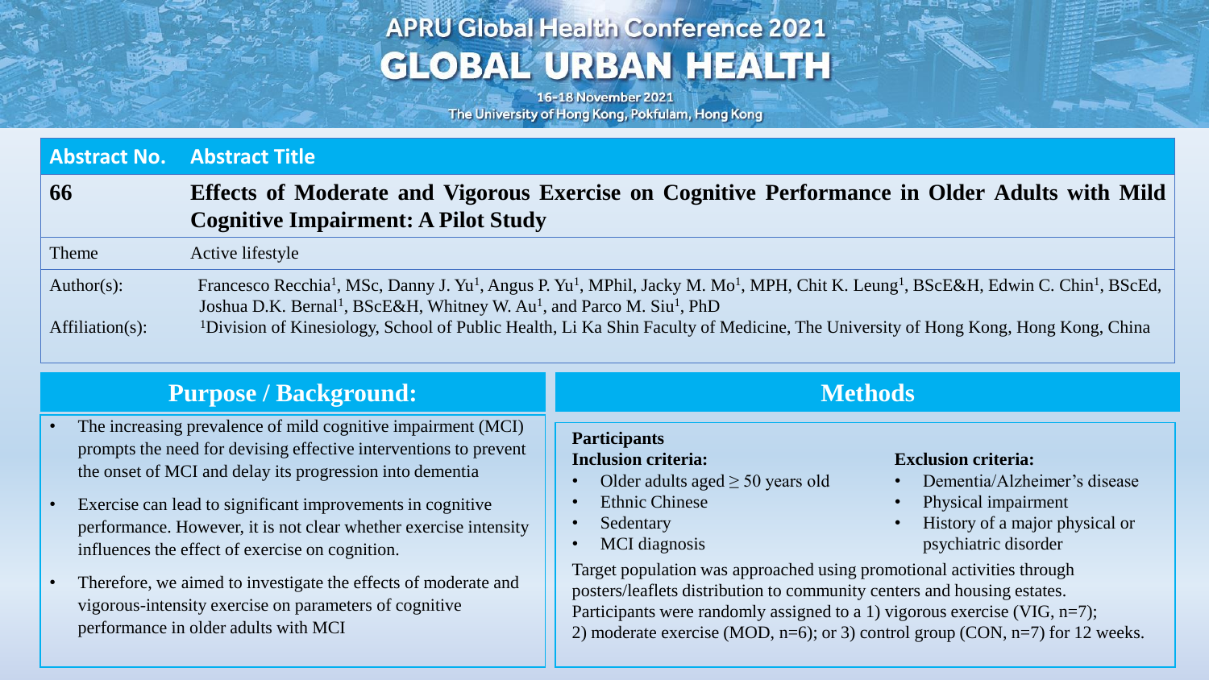# APRU Global Health Conference 2021

# GLOBAL URBAN HEALTH

16-18 November 2021

The University of Hong Kong, Pokfulam, Hong Kong

| Abstract No. | Abstract Title |
| --- | --- |
| **66** | **Effects of Moderate and Vigorous Exercise on Cognitive Performance in Older Adults with Mild Cognitive Impairment: A Pilot Study** |
| Theme | Active lifestyle |
| Author(s): | Francesco Recchia[1], MSc, Danny J. Yu[1], Angus P. Yu[1], MPhil, Jacky M. Mo[1], MPH, Chit K. Leung[1], BScE&H, Edwin C. Chin[1], BScEd, Joshua D.K. Bernal[1], BScE&H, Whitney W. Au[1], and Parco M. Siu[1], PhD |
| Affiliation(s): | [1]Division of Kinesiology, School of Public Health, Li Ka Shin Faculty of Medicine, The University of Hong Kong, Hong Kong, China |

## Purpose / Background:

- The increasing prevalence of mild cognitive impairment (MCI) prompts the need for devising effective interventions to prevent the onset of MCI and delay its progression into dementia
- Exercise can lead to significant improvements in cognitive performance. However, it is not clear whether exercise intensity influences the effect of exercise on cognition.
- Therefore, we aimed to investigate the effects of moderate and vigorous-intensity exercise on parameters of cognitive performance in older adults with MCI

## Methods

**Participants**

**Inclusion criteria:**

- Older adults aged $\geq$ 50 years old
- Ethnic Chinese
- Sedentary
- MCI diagnosis

**Exclusion criteria:**

- Dementia/Alzheimer's disease
- Physical impairment
- History of a major physical or psychiatric disorder

Target population was approached using promotional activities through posters/leaflets distribution to community centers and housing estates. Participants were randomly assigned to a 1) vigorous exercise (VIG, n=7); 2) moderate exercise (MOD, n=6); or 3) control group (CON, n=7) for 12 weeks.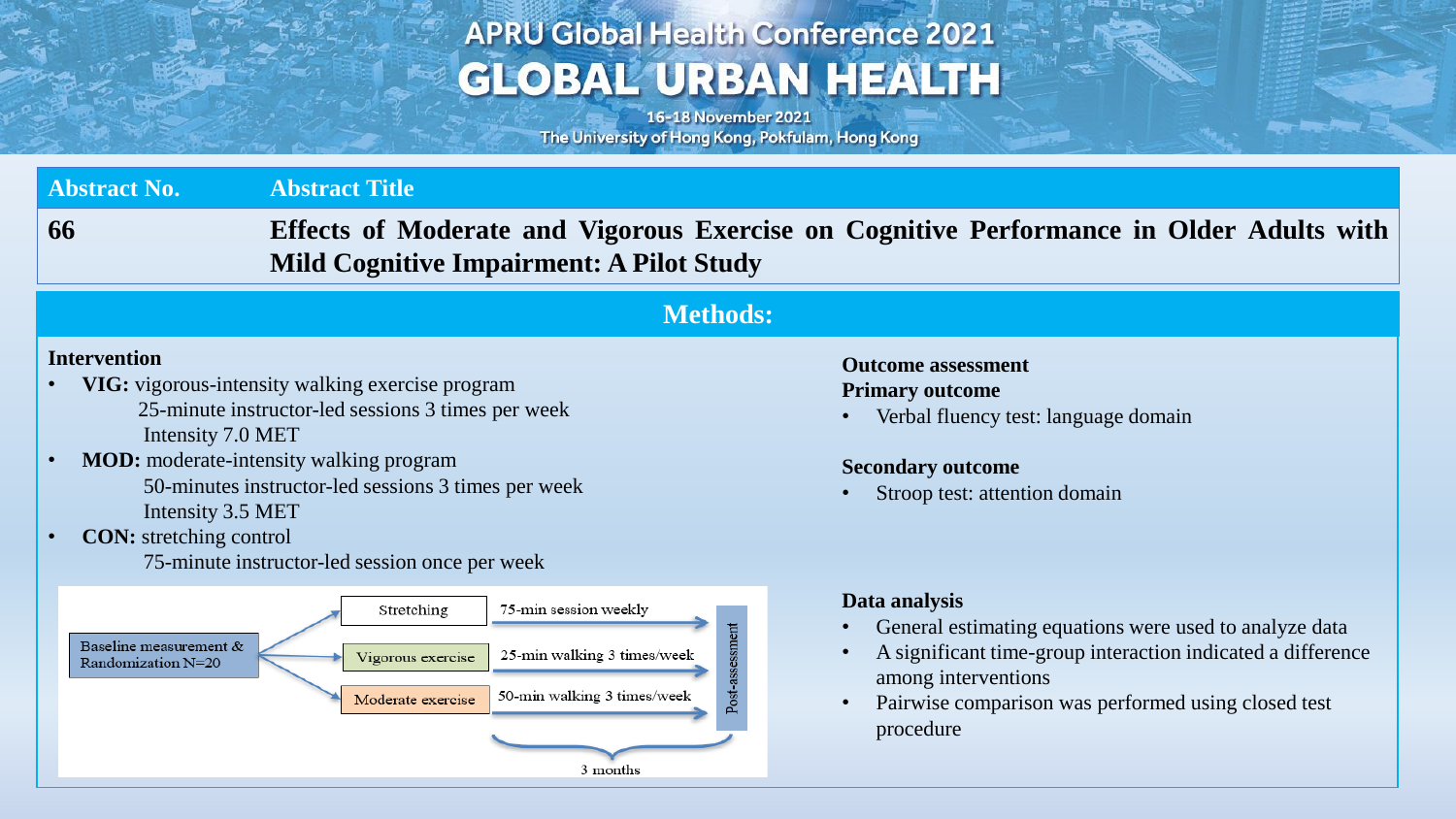| Abstract No. | Abstract Title |
| --- | --- |
| 66 | **Effects of Moderate and Vigorous Exercise on Cognitive Performance in Older Adults with Mild Cognitive Impairment: A Pilot Study** |

## Methods:

**Intervention**

- **VIG:** vigorous-intensity walking exercise program
  25-minute instructor-led sessions 3 times per week
  Intensity 7.0 MET
- **MOD:** moderate-intensity walking program
  50-minutes instructor-led sessions 3 times per week
  Intensity 3.5 MET
- **CON:** stretching control
  75-minute instructor-led session once per week

Baseline measurement & Randomization N=20

- Stretching — 75-min session weekly
- Vigorous exercise — 25-min walking 3 times/week
- Moderate exercise — 50-min walking 3 times/week

Post-assessment

3 months

**Outcome assessment**

**Primary outcome**

- Verbal fluency test: language domain

**Secondary outcome**

- Stroop test: attention domain

**Data analysis**

- General estimating equations were used to analyze data
- A significant time-group interaction indicated a difference among interventions
- Pairwise comparison was performed using closed test procedure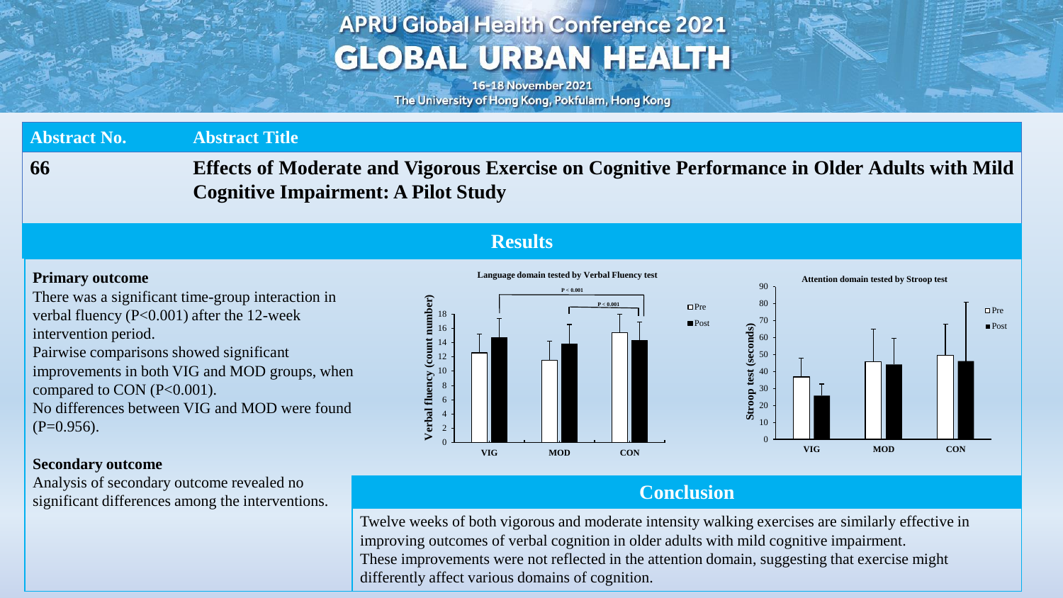# APRU Global Health Conference 2021
# GLOBAL URBAN HEALTH

16-18 November 2021
The University of Hong Kong, Pokfulam, Hong Kong

| Abstract No. | Abstract Title |
| --- | --- |
| 66 | **Effects of Moderate and Vigorous Exercise on Cognitive Performance in Older Adults with Mild Cognitive Impairment: A Pilot Study** |

## Results

### Primary outcome

There was a significant time-group interaction in verbal fluency (P<0.001) after the 12-week intervention period.

Pairwise comparisons showed significant improvements in both VIG and MOD groups, when compared to CON (P<0.001).

No differences between VIG and MOD were found (P=0.956).

**Language domain tested by Verbal Fluency test**

P < 0.001

P < 0.001

Verbal fluency (count number)

0
2
4
6
8
10
12
14
16
18

VIG
MOD
CON

Pre
Post

**Attention domain tested by Stroop test**

Stroop test (seconds)

0
10
20
30
40
50
60
70
80
90

VIG
MOD
CON

Pre
Post

### Secondary outcome

Analysis of secondary outcome revealed no significant differences among the interventions.

## Conclusion

Twelve weeks of both vigorous and moderate intensity walking exercises are similarly effective in improving outcomes of verbal cognition in older adults with mild cognitive impairment.

These improvements were not reflected in the attention domain, suggesting that exercise might differently affect various domains of cognition.